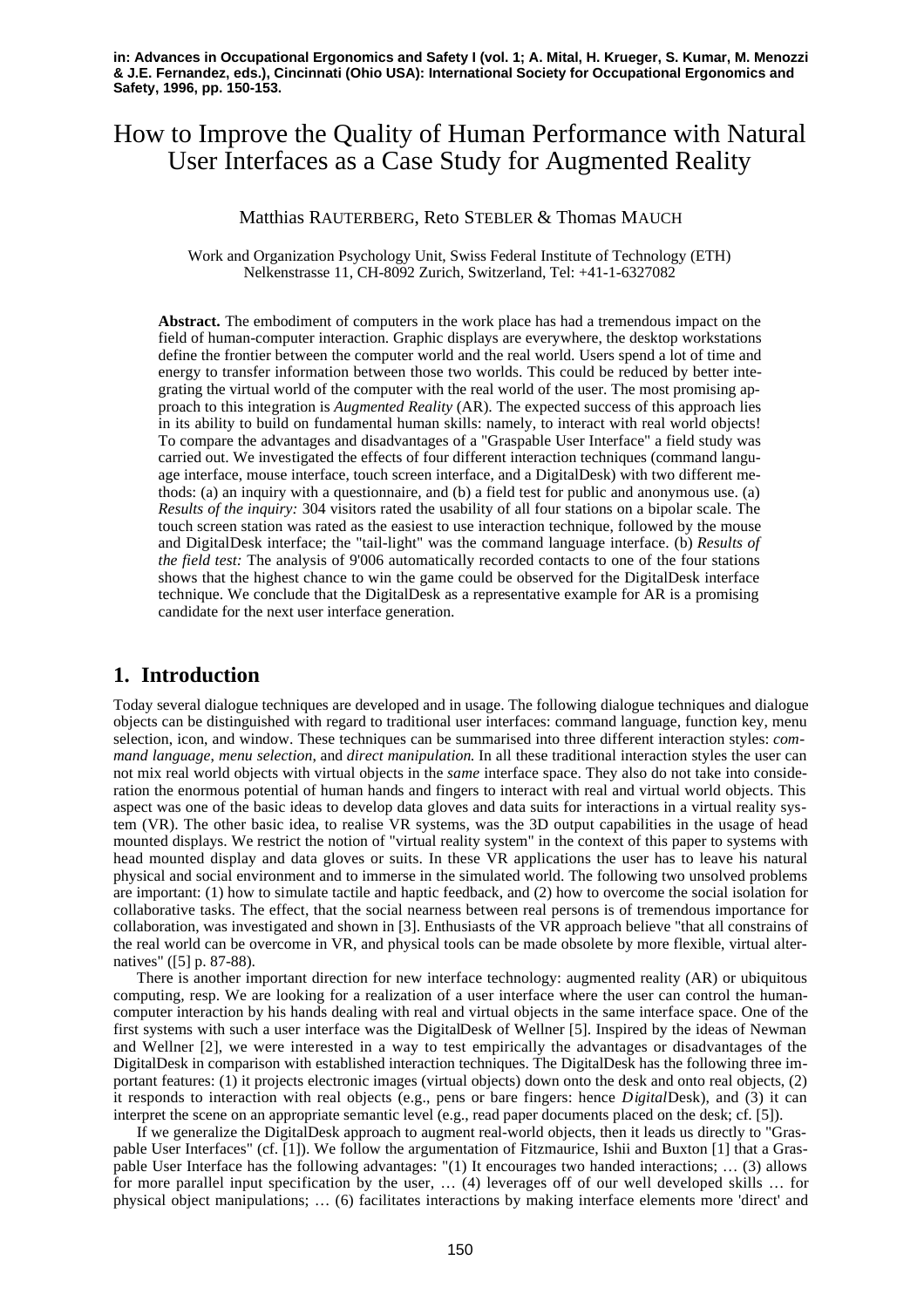in: Advances in Occupational Ergonomics and Safety I (vol. 1; A. Mital, H. Krueger, S. Kumar, M. Menozzi & J.E. Fernandez, eds.), Cincinnati (Ohio USA): International Society for Occupational Ergonomics and Safety, 1996, pp. 150-153.

# How to Improve the Quality of Human Performance with Natural User Interfaces as a Case Study for Augmented Reality

Matthias RAUTERBERG, Reto STEBLER & Thomas MAUCH

Work and Organization Psychology Unit, Swiss Federal Institute of Technology (ETH)
Nelkenstrasse 11, CH-8092 Zurich, Switzerland, Tel: +41-1-6327082

**Abstract.** The embodiment of computers in the work place has had a tremendous impact on the field of human-computer interaction. Graphic displays are everywhere, the desktop workstations define the frontier between the computer world and the real world. Users spend a lot of time and energy to transfer information between those two worlds. This could be reduced by better integrating the virtual world of the computer with the real world of the user. The most promising approach to this integration is *Augmented Reality* (AR). The expected success of this approach lies in its ability to build on fundamental human skills: namely, to interact with real world objects! To compare the advantages and disadvantages of a "Graspable User Interface" a field study was carried out. We investigated the effects of four different interaction techniques (command language interface, mouse interface, touch screen interface, and a DigitalDesk) with two different methods: (a) an inquiry with a questionnaire, and (b) a field test for public and anonymous use. (a) *Results of the inquiry:* 304 visitors rated the usability of all four stations on a bipolar scale. The touch screen station was rated as the easiest to use interaction technique, followed by the mouse and DigitalDesk interface; the "tail-light" was the command language interface. (b) *Results of the field test:* The analysis of 9'006 automatically recorded contacts to one of the four stations shows that the highest chance to win the game could be observed for the DigitalDesk interface technique. We conclude that the DigitalDesk as a representative example for AR is a promising candidate for the next user interface generation.

## 1. Introduction

Today several dialogue techniques are developed and in usage. The following dialogue techniques and dialogue objects can be distinguished with regard to traditional user interfaces: command language, function key, menu selection, icon, and window. These techniques can be summarised into three different interaction styles: *command language*, *menu selection*, and *direct manipulation*. In all these traditional interaction styles the user can not mix real world objects with virtual objects in the *same* interface space. They also do not take into consideration the enormous potential of human hands and fingers to interact with real and virtual world objects. This aspect was one of the basic ideas to develop data gloves and data suits for interactions in a virtual reality system (VR). The other basic idea, to realise VR systems, was the 3D output capabilities in the usage of head mounted displays. We restrict the notion of "virtual reality system" in the context of this paper to systems with head mounted display and data gloves or suits. In these VR applications the user has to leave his natural physical and social environment and to immerse in the simulated world. The following two unsolved problems are important: (1) how to simulate tactile and haptic feedback, and (2) how to overcome the social isolation for collaborative tasks. The effect, that the social nearness between real persons is of tremendous importance for collaboration, was investigated and shown in [3]. Enthusiasts of the VR approach believe "that all constrains of the real world can be overcome in VR, and physical tools can be made obsolete by more flexible, virtual alternatives" ([5] p. 87-88).

There is another important direction for new interface technology: augmented reality (AR) or ubiquitous computing, resp. We are looking for a realization of a user interface where the user can control the human-computer interaction by his hands dealing with real and virtual objects in the same interface space. One of the first systems with such a user interface was the DigitalDesk of Wellner [5]. Inspired by the ideas of Newman and Wellner [2], we were interested in a way to test empirically the advantages or disadvantages of the DigitalDesk in comparison with established interaction techniques. The DigitalDesk has the following three important features: (1) it projects electronic images (virtual objects) down onto the desk and onto real objects, (2) it responds to interaction with real objects (e.g., pens or bare fingers: hence *Digital*Desk), and (3) it can interpret the scene on an appropriate semantic level (e.g., read paper documents placed on the desk; cf. [5]).

If we generalize the DigitalDesk approach to augment real-world objects, then it leads us directly to "Graspable User Interfaces" (cf. [1]). We follow the argumentation of Fitzmaurice, Ishii and Buxton [1] that a Graspable User Interface has the following advantages: "(1) It encourages two handed interactions; … (3) allows for more parallel input specification by the user, … (4) leverages off of our well developed skills … for physical object manipulations; … (6) facilitates interactions by making interface elements more 'direct' and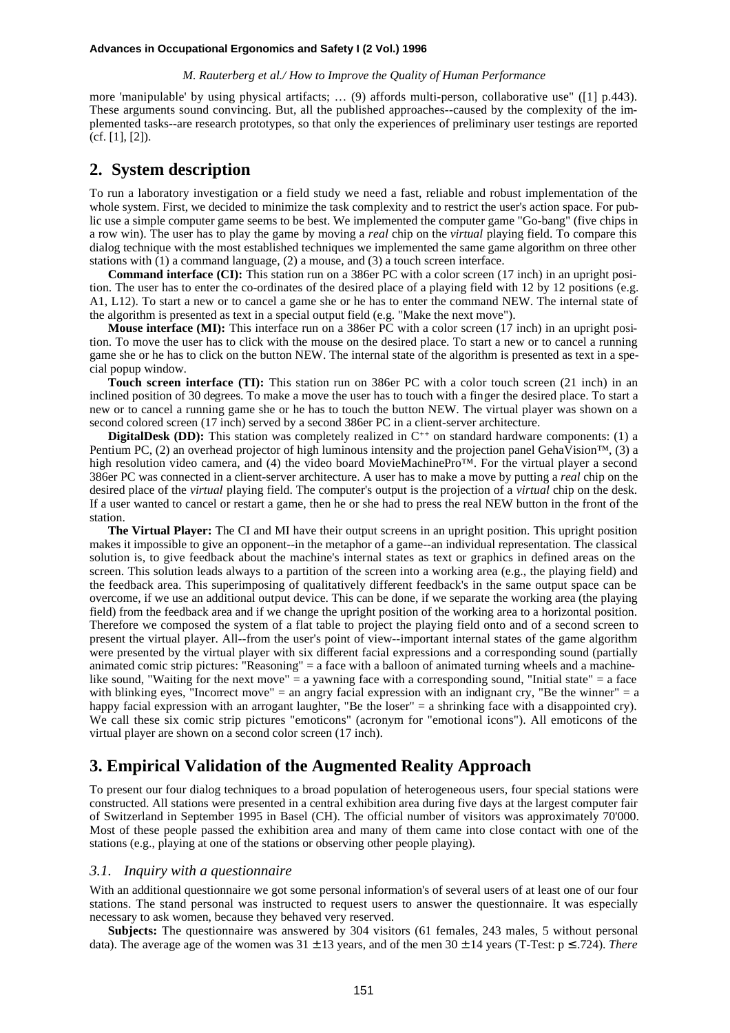more 'manipulable' by using physical artifacts; … (9) affords multi-person, collaborative use" ([1] p.443). These arguments sound convincing. But, all the published approaches--caused by the complexity of the implemented tasks--are research prototypes, so that only the experiences of preliminary user testings are reported (cf. [1], [2]).

## 2. System description

To run a laboratory investigation or a field study we need a fast, reliable and robust implementation of the whole system. First, we decided to minimize the task complexity and to restrict the user's action space. For public use a simple computer game seems to be best. We implemented the computer game "Go-bang" (five chips in a row win). The user has to play the game by moving a *real* chip on the *virtual* playing field. To compare this dialog technique with the most established techniques we implemented the same game algorithm on three other stations with (1) a command language, (2) a mouse, and (3) a touch screen interface.

**Command interface (CI):** This station run on a 386er PC with a color screen (17 inch) in an upright position. The user has to enter the co-ordinates of the desired place of a playing field with 12 by 12 positions (e.g. A1, L12). To start a new or to cancel a game she or he has to enter the command NEW. The internal state of the algorithm is presented as text in a special output field (e.g. "Make the next move").

**Mouse interface (MI):** This interface run on a 386er PC with a color screen (17 inch) in an upright position. To move the user has to click with the mouse on the desired place. To start a new or to cancel a running game she or he has to click on the button NEW. The internal state of the algorithm is presented as text in a special popup window.

**Touch screen interface (TI):** This station run on 386er PC with a color touch screen (21 inch) in an inclined position of 30 degrees. To make a move the user has to touch with a finger the desired place. To start a new or to cancel a running game she or he has to touch the button NEW. The virtual player was shown on a second colored screen (17 inch) served by a second 386er PC in a client-server architecture.

**DigitalDesk (DD):** This station was completely realized in $C^{++}$ on standard hardware components: (1) a Pentium PC, (2) an overhead projector of high luminous intensity and the projection panel GehaVision™, (3) a high resolution video camera, and (4) the video board MovieMachinePro™. For the virtual player a second 386er PC was connected in a client-server architecture. A user has to make a move by putting a *real* chip on the desired place of the *virtual* playing field. The computer's output is the projection of a *virtual* chip on the desk. If a user wanted to cancel or restart a game, then he or she had to press the real NEW button in the front of the station.

**The Virtual Player:** The CI and MI have their output screens in an upright position. This upright position makes it impossible to give an opponent--in the metaphor of a game--an individual representation. The classical solution is, to give feedback about the machine's internal states as text or graphics in defined areas on the screen. This solution leads always to a partition of the screen into a working area (e.g., the playing field) and the feedback area. This superimposing of qualitatively different feedback's in the same output space can be overcome, if we use an additional output device. This can be done, if we separate the working area (the playing field) from the feedback area and if we change the upright position of the working area to a horizontal position. Therefore we composed the system of a flat table to project the playing field onto and of a second screen to present the virtual player. All--from the user's point of view--important internal states of the game algorithm were presented by the virtual player with six different facial expressions and a corresponding sound (partially animated comic strip pictures: "Reasoning" = a face with a balloon of animated turning wheels and a machine-like sound, "Waiting for the next move" = a yawning face with a corresponding sound, "Initial state" = a face with blinking eyes, "Incorrect move" = an angry facial expression with an indignant cry, "Be the winner" = a happy facial expression with an arrogant laughter, "Be the loser" = a shrinking face with a disappointed cry). We call these six comic strip pictures "emoticons" (acronym for "emotional icons"). All emoticons of the virtual player are shown on a second color screen (17 inch).

## 3. Empirical Validation of the Augmented Reality Approach

To present our four dialog techniques to a broad population of heterogeneous users, four special stations were constructed. All stations were presented in a central exhibition area during five days at the largest computer fair of Switzerland in September 1995 in Basel (CH). The official number of visitors was approximately 70'000. Most of these people passed the exhibition area and many of them came into close contact with one of the stations (e.g., playing at one of the stations or observing other people playing).

### *3.1. Inquiry with a questionnaire*

With an additional questionnaire we got some personal information's of several users of at least one of our four stations. The stand personal was instructed to request users to answer the questionnaire. It was especially necessary to ask women, because they behaved very reserved.

**Subjects:** The questionnaire was answered by 304 visitors (61 females, 243 males, 5 without personal data). The average age of the women was $31 \pm 13$ years, and of the men $30 \pm 14$ years (T-Test: $p \leq .724$). *There*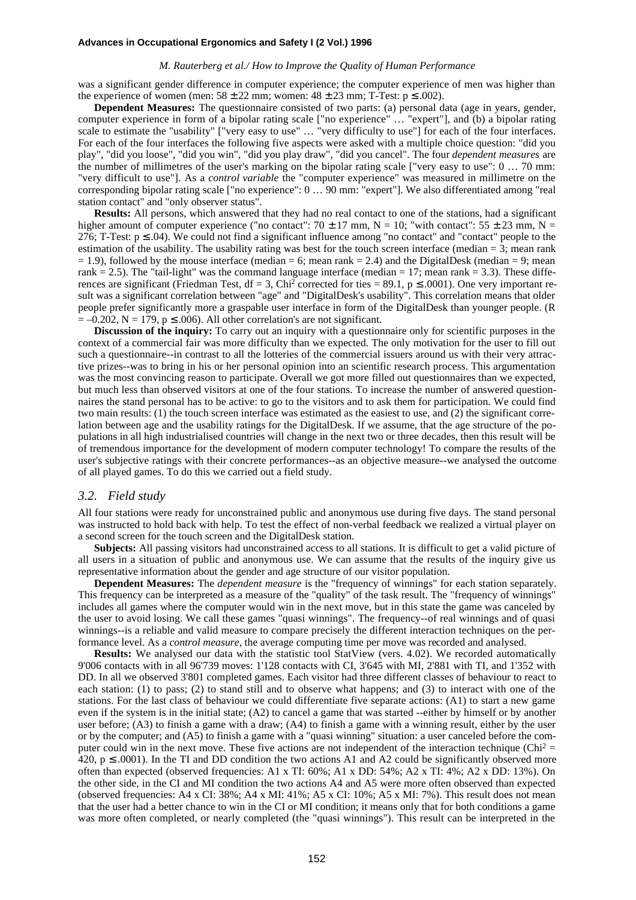was a significant gender difference in computer experience; the computer experience of men was higher than the experience of women (men: $58 \pm 22$ mm; women: $48 \pm 23$ mm; T-Test: $p \leq .002$).

**Dependent Measures:** The questionnaire consisted of two parts: (a) personal data (age in years, gender, computer experience in form of a bipolar rating scale ["no experience" … "expert"], and (b) a bipolar rating scale to estimate the "usability" ["very easy to use" … "very difficulty to use"] for each of the four interfaces. For each of the four interfaces the following five aspects were asked with a multiple choice question: "did you play", "did you loose", "did you win", "did you play draw", "did you cancel". The four *dependent measures* are the number of millimetres of the user's marking on the bipolar rating scale ["very easy to use": 0 … 70 mm: "very difficult to use"]. As a *control variable* the "computer experience" was measured in millimetre on the corresponding bipolar rating scale ["no experience": 0 … 90 mm: "expert"]. We also differentiated among "real station contact" and "only observer status".

**Results:** All persons, which answered that they had no real contact to one of the stations, had a significant higher amount of computer experience ("no contact": $70 \pm 17$ mm, N = 10; "with contact": $55 \pm 23$ mm, N = 276; T-Test: $p \leq .04$). We could not find a significant influence among "no contact" and "contact" people to the estimation of the usability. The usability rating was best for the touch screen interface (median = 3; mean rank = 1.9), followed by the mouse interface (median = 6; mean rank = 2.4) and the DigitalDesk (median = 9; mean rank = 2.5). The "tail-light" was the command language interface (median = 17; mean rank = 3.3). These differences are significant (Friedman Test, df = 3, $Chi^2$ corrected for ties = 89.1, $p \leq .0001$). One very important result was a significant correlation between "age" and "DigitalDesk's usability". This correlation means that older people prefer significantly more a graspable user interface in form of the DigitalDesk than younger people. ($R = -0.202$, N = 179, $p \leq .006$). All other correlation's are not significant.

**Discussion of the inquiry:** To carry out an inquiry with a questionnaire only for scientific purposes in the context of a commercial fair was more difficulty than we expected. The only motivation for the user to fill out such a questionnaire--in contrast to all the lotteries of the commercial issuers around us with their very attractive prizes--was to bring in his or her personal opinion into an scientific research process. This argumentation was the most convincing reason to participate. Overall we got more filled out questionnaires than we expected, but much less than observed visitors at one of the four stations. To increase the number of answered questionnaires the stand personal has to be active: to go to the visitors and to ask them for participation. We could find two main results: (1) the touch screen interface was estimated as the easiest to use, and (2) the significant correlation between age and the usability ratings for the DigitalDesk. If we assume, that the age structure of the populations in all high industrialised countries will change in the next two or three decades, then this result will be of tremendous importance for the development of modern computer technology! To compare the results of the user's subjective ratings with their concrete performances--as an objective measure--we analysed the outcome of all played games. To do this we carried out a field study.

### *3.2. Field study*

All four stations were ready for unconstrained public and anonymous use during five days. The stand personal was instructed to hold back with help. To test the effect of non-verbal feedback we realized a virtual player on a second screen for the touch screen and the DigitalDesk station.

**Subjects:** All passing visitors had unconstrained access to all stations. It is difficult to get a valid picture of all users in a situation of public and anonymous use. We can assume that the results of the inquiry give us representative information about the gender and age structure of our visitor population.

**Dependent Measures:** The *dependent measure* is the "frequency of winnings" for each station separately. This frequency can be interpreted as a measure of the "quality" of the task result. The "frequency of winnings" includes all games where the computer would win in the next move, but in this state the game was canceled by the user to avoid losing. We call these games "quasi winnings". The frequency--of real winnings and of quasi winnings--is a reliable and valid measure to compare precisely the different interaction techniques on the performance level. As a *control measure*, the average computing time per move was recorded and analysed.

**Results:** We analysed our data with the statistic tool StatView (vers. 4.02). We recorded automatically 9'006 contacts with in all 96'739 moves: 1'128 contacts with CI, 3'645 with MI, 2'881 with TI, and 1'352 with DD. In all we observed 3'801 completed games. Each visitor had three different classes of behaviour to react to each station: (1) to pass; (2) to stand still and to observe what happens; and (3) to interact with one of the stations. For the last class of behaviour we could differentiate five separate actions: (A1) to start a new game even if the system is in the initial state; (A2) to cancel a game that was started --either by himself or by another user before; (A3) to finish a game with a draw; (A4) to finish a game with a winning result, either by the user or by the computer; and (A5) to finish a game with a "quasi winning" situation: a user canceled before the computer could win in the next move. These five actions are not independent of the interaction technique ($Chi^2$ = 420, $p \leq .0001$). In the TI and DD condition the two actions A1 and A2 could be significantly observed more often than expected (observed frequencies: A1 x TI: 60%; A1 x DD: 54%; A2 x TI: 4%; A2 x DD: 13%). On the other side, in the CI and MI condition the two actions A4 and A5 were more often observed than expected (observed frequencies: A4 x CI: 38%; A4 x MI: 41%; A5 x CI: 10%; A5 x MI: 7%). This result does not mean that the user had a better chance to win in the CI or MI condition; it means only that for both conditions a game was more often completed, or nearly completed (the "quasi winnings"). This result can be interpreted in the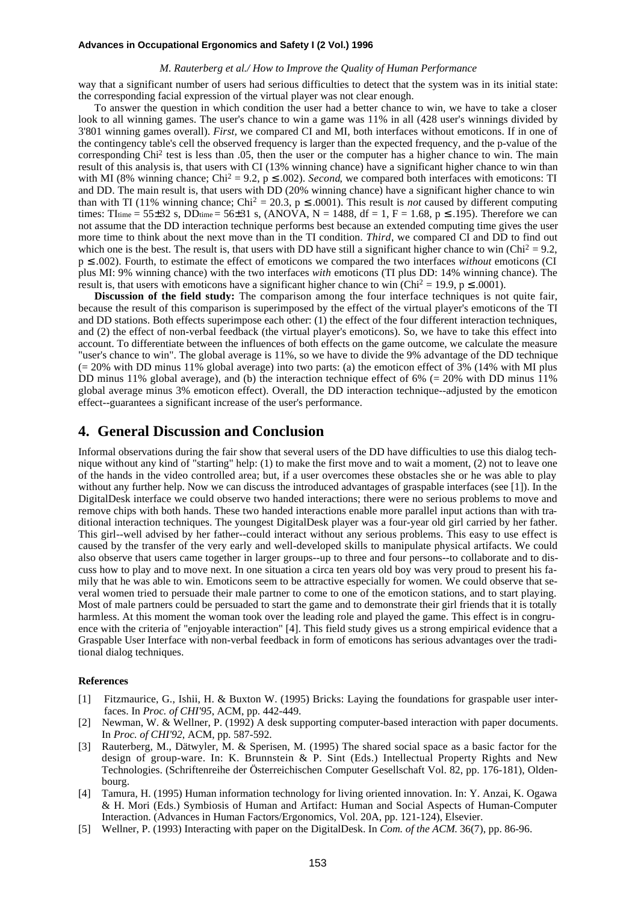way that a significant number of users had serious difficulties to detect that the system was in its initial state: the corresponding facial expression of the virtual player was not clear enough.

To answer the question in which condition the user had a better chance to win, we have to take a closer look to all winning games. The user's chance to win a game was 11% in all (428 user's winnings divided by 3'801 winning games overall). *First*, we compared CI and MI, both interfaces without emoticons. If in one of the contingency table's cell the observed frequency is larger than the expected frequency, and the p-value of the corresponding $Chi^2$ test is less than .05, then the user or the computer has a higher chance to win. The main result of this analysis is, that users with CI (13% winning chance) have a significant higher chance to win than with MI (8% winning chance; $Chi^2 = 9.2$, $p \leq .002$). *Second*, we compared both interfaces with emoticons: TI and DD. The main result is, that users with DD (20% winning chance) have a significant higher chance to win than with TI (11% winning chance; $Chi^2 = 20.3$, $p \leq .0001$). This result is *not* caused by different computing times: $TI_{time} = 55 \pm 32$ s, $DD_{time} = 56 \pm 31$ s, (ANOVA, N = 1488, df = 1, F = 1.68, $p \leq .195$). Therefore we can not assume that the DD interaction technique performs best because an extended computing time gives the user more time to think about the next move than in the TI condition. *Third*, we compared CI and DD to find out which one is the best. The result is, that users with DD have still a significant higher chance to win ($Chi^2 = 9.2$, $p \leq .002$). Fourth, to estimate the effect of emoticons we compared the two interfaces *without* emoticons (CI plus MI: 9% winning chance) with the two interfaces *with* emoticons (TI plus DD: 14% winning chance). The result is, that users with emoticons have a significant higher chance to win ($Chi^2 = 19.9$, $p \leq .0001$).

**Discussion of the field study:** The comparison among the four interface techniques is not quite fair, because the result of this comparison is superimposed by the effect of the virtual player's emoticons of the TI and DD stations. Both effects superimpose each other: (1) the effect of the four different interaction techniques, and (2) the effect of non-verbal feedback (the virtual player's emoticons). So, we have to take this effect into account. To differentiate between the influences of both effects on the game outcome, we calculate the measure "user's chance to win". The global average is 11%, so we have to divide the 9% advantage of the DD technique (= 20% with DD minus 11% global average) into two parts: (a) the emoticon effect of 3% (14% with MI plus DD minus 11% global average), and (b) the interaction technique effect of 6% (= 20% with DD minus 11% global average minus 3% emoticon effect). Overall, the DD interaction technique--adjusted by the emoticon effect--guarantees a significant increase of the user's performance.

## 4. General Discussion and Conclusion

Informal observations during the fair show that several users of the DD have difficulties to use this dialog technique without any kind of "starting" help: (1) to make the first move and to wait a moment, (2) not to leave one of the hands in the video controlled area; but, if a user overcomes these obstacles she or he was able to play without any further help. Now we can discuss the introduced advantages of graspable interfaces (see [1]). In the DigitalDesk interface we could observe two handed interactions; there were no serious problems to move and remove chips with both hands. These two handed interactions enable more parallel input actions than with traditional interaction techniques. The youngest DigitalDesk player was a four-year old girl carried by her father. This girl--well advised by her father--could interact without any serious problems. This easy to use effect is caused by the transfer of the very early and well-developed skills to manipulate physical artifacts. We could also observe that users came together in larger groups--up to three and four persons--to collaborate and to discuss how to play and to move next. In one situation a circa ten years old boy was very proud to present his family that he was able to win. Emoticons seem to be attractive especially for women. We could observe that several women tried to persuade their male partner to come to one of the emoticon stations, and to start playing. Most of male partners could be persuaded to start the game and to demonstrate their girl friends that it is totally harmless. At this moment the woman took over the leading role and played the game. This effect is in congruence with the criteria of "enjoyable interaction" [4]. This field study gives us a strong empirical evidence that a Graspable User Interface with non-verbal feedback in form of emoticons has serious advantages over the traditional dialog techniques.

**References**

[1] Fitzmaurice, G., Ishii, H. & Buxton W. (1995) Bricks: Laying the foundations for graspable user interfaces. In *Proc. of CHI'95*, ACM, pp. 442-449.

[2] Newman, W. & Wellner, P. (1992) A desk supporting computer-based interaction with paper documents. In *Proc. of CHI'92*, ACM, pp. 587-592.

[3] Rauterberg, M., Dätwyler, M. & Sperisen, M. (1995) The shared social space as a basic factor for the design of group-ware. In: K. Brunnstein & P. Sint (Eds.) Intellectual Property Rights and New Technologies. (Schriftenreihe der Österreichischen Computer Gesellschaft Vol. 82, pp. 176-181), Oldenbourg.

[4] Tamura, H. (1995) Human information technology for living oriented innovation. In: Y. Anzai, K. Ogawa & H. Mori (Eds.) Symbiosis of Human and Artifact: Human and Social Aspects of Human-Computer Interaction. (Advances in Human Factors/Ergonomics, Vol. 20A, pp. 121-124), Elsevier.

[5] Wellner, P. (1993) Interacting with paper on the DigitalDesk. In *Com. of the ACM*. 36(7), pp. 86-96.